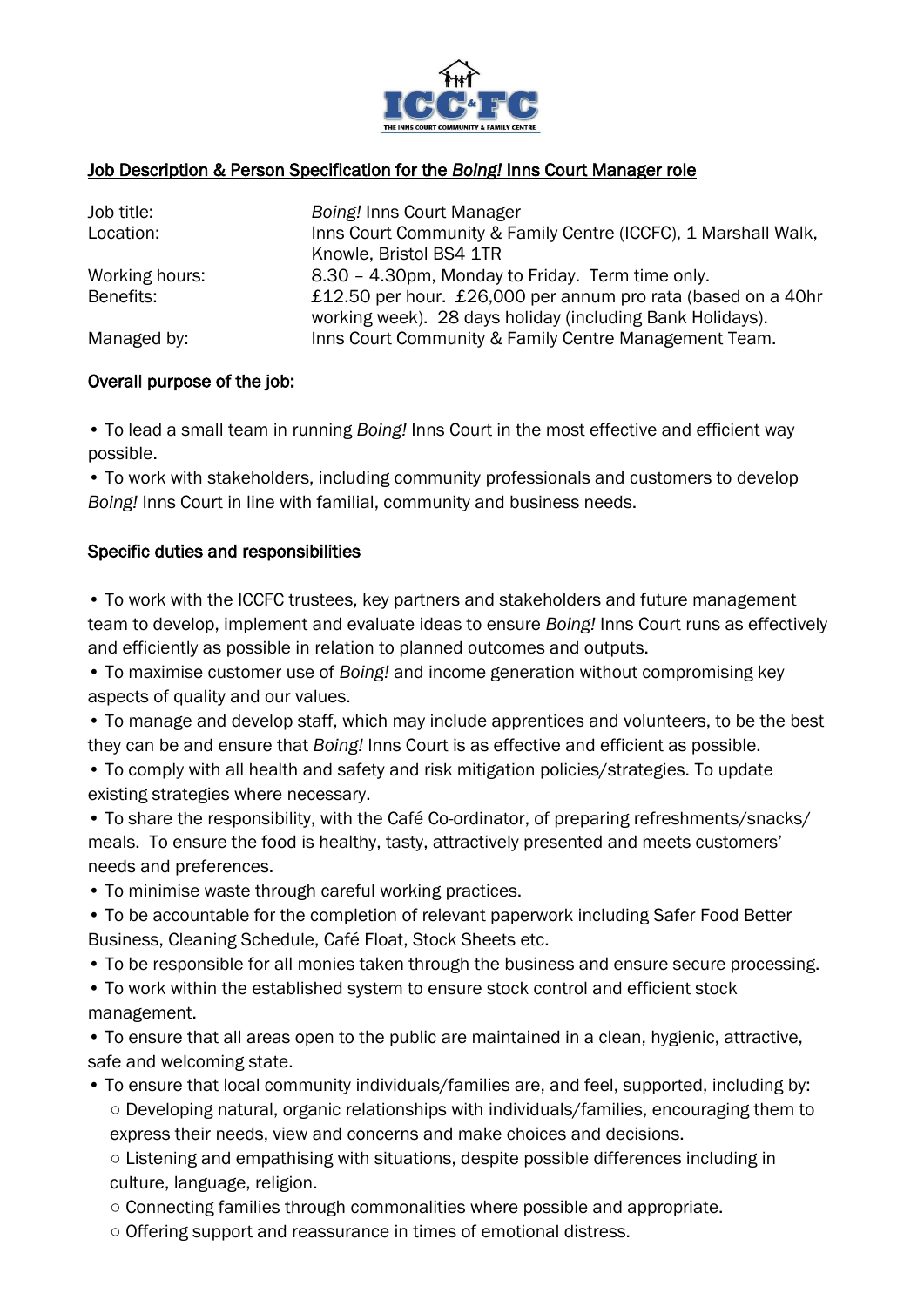## Job Description & Person Specification for the *Boing!* Inns Court Manager role

| | |
|---|---|
| Job title: | *Boing!* Inns Court Manager |
| Location: | Inns Court Community & Family Centre (ICCFC), 1 Marshall Walk, Knowle, Bristol BS4 1TR |
| Working hours: | 8.30 – 4.30pm, Monday to Friday. Term time only. |
| Benefits: | £12.50 per hour. £26,000 per annum pro rata (based on a 40hr working week). 28 days holiday (including Bank Holidays). |
| Managed by: | Inns Court Community & Family Centre Management Team. |

### Overall purpose of the job:

- To lead a small team in running *Boing!* Inns Court in the most effective and efficient way possible.
- To work with stakeholders, including community professionals and customers to develop *Boing!* Inns Court in line with familial, community and business needs.

### Specific duties and responsibilities

- To work with the ICCFC trustees, key partners and stakeholders and future management team to develop, implement and evaluate ideas to ensure *Boing!* Inns Court runs as effectively and efficiently as possible in relation to planned outcomes and outputs.
- To maximise customer use of *Boing!* and income generation without compromising key aspects of quality and our values.
- To manage and develop staff, which may include apprentices and volunteers, to be the best they can be and ensure that *Boing!* Inns Court is as effective and efficient as possible.
- To comply with all health and safety and risk mitigation policies/strategies. To update existing strategies where necessary.
- To share the responsibility, with the Café Co-ordinator, of preparing refreshments/snacks/ meals. To ensure the food is healthy, tasty, attractively presented and meets customers' needs and preferences.
- To minimise waste through careful working practices.
- To be accountable for the completion of relevant paperwork including Safer Food Better Business, Cleaning Schedule, Café Float, Stock Sheets etc.
- To be responsible for all monies taken through the business and ensure secure processing.
- To work within the established system to ensure stock control and efficient stock management.
- To ensure that all areas open to the public are maintained in a clean, hygienic, attractive, safe and welcoming state.
- To ensure that local community individuals/families are, and feel, supported, including by:
  - Developing natural, organic relationships with individuals/families, encouraging them to express their needs, view and concerns and make choices and decisions.
  - Listening and empathising with situations, despite possible differences including in culture, language, religion.
  - Connecting families through commonalities where possible and appropriate.
  - Offering support and reassurance in times of emotional distress.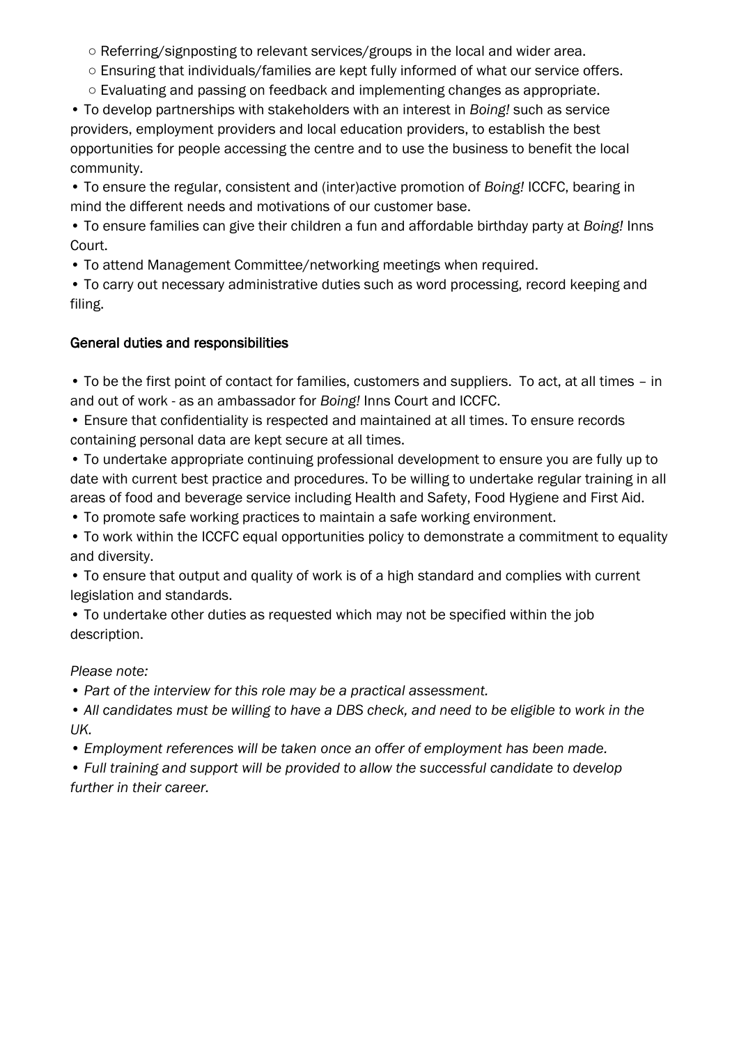- Referring/signposting to relevant services/groups in the local and wider area.
  - Ensuring that individuals/families are kept fully informed of what our service offers.
  - Evaluating and passing on feedback and implementing changes as appropriate.
- To develop partnerships with stakeholders with an interest in *Boing!* such as service providers, employment providers and local education providers, to establish the best opportunities for people accessing the centre and to use the business to benefit the local community.
- To ensure the regular, consistent and (inter)active promotion of *Boing!* ICCFC, bearing in mind the different needs and motivations of our customer base.
- To ensure families can give their children a fun and affordable birthday party at *Boing!* Inns Court.
- To attend Management Committee/networking meetings when required.
- To carry out necessary administrative duties such as word processing, record keeping and filing.

## General duties and responsibilities

- To be the first point of contact for families, customers and suppliers. To act, at all times – in and out of work - as an ambassador for *Boing!* Inns Court and ICCFC.
- Ensure that confidentiality is respected and maintained at all times. To ensure records containing personal data are kept secure at all times.
- To undertake appropriate continuing professional development to ensure you are fully up to date with current best practice and procedures. To be willing to undertake regular training in all areas of food and beverage service including Health and Safety, Food Hygiene and First Aid.
- To promote safe working practices to maintain a safe working environment.
- To work within the ICCFC equal opportunities policy to demonstrate a commitment to equality and diversity.
- To ensure that output and quality of work is of a high standard and complies with current legislation and standards.
- To undertake other duties as requested which may not be specified within the job description.

*Please note:*

- *Part of the interview for this role may be a practical assessment.*
- *All candidates must be willing to have a DBS check, and need to be eligible to work in the UK.*
- *Employment references will be taken once an offer of employment has been made.*
- *Full training and support will be provided to allow the successful candidate to develop further in their career.*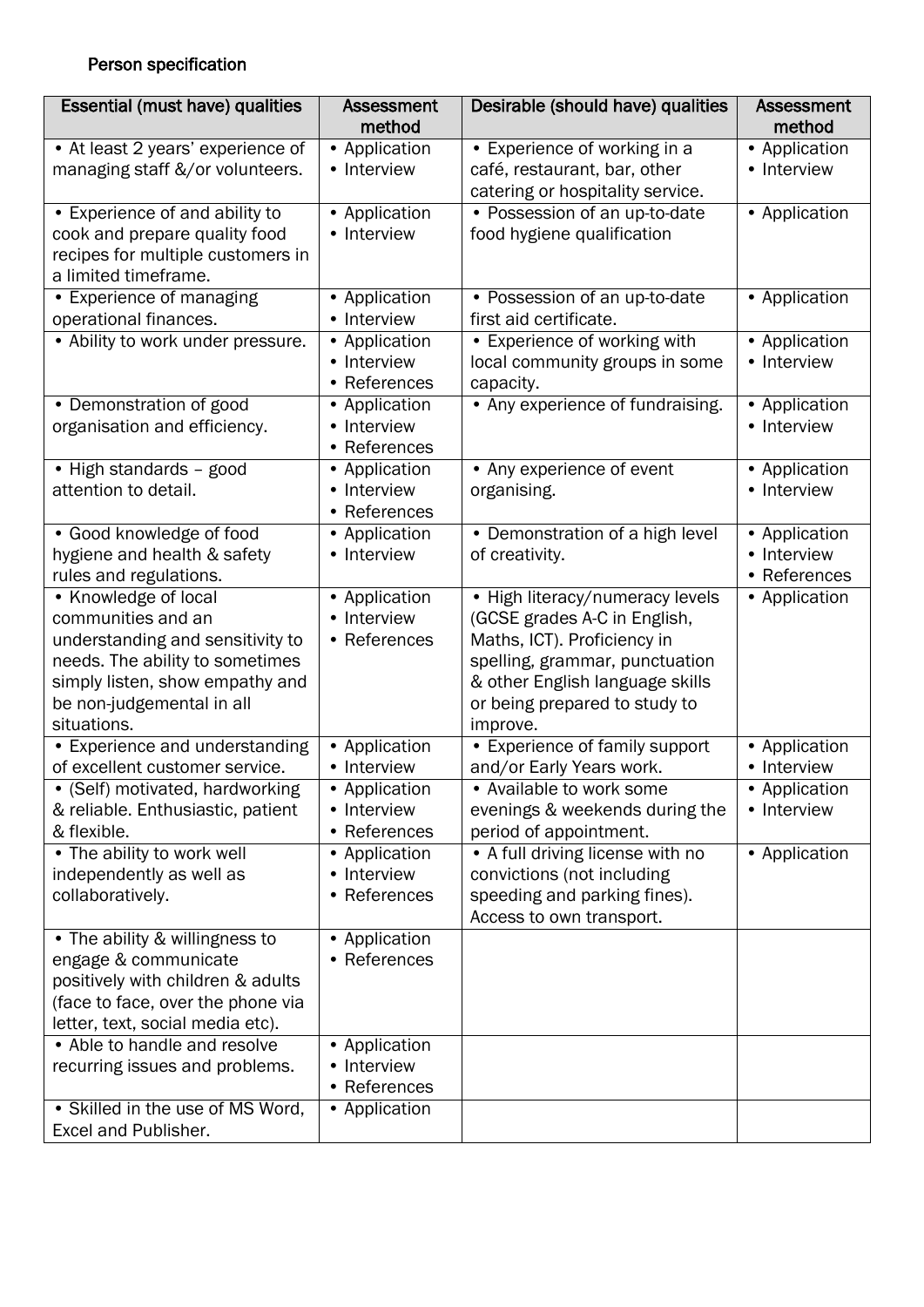Person specification

| Essential (must have) qualities | Assessment method | Desirable (should have) qualities | Assessment method |
| --- | --- | --- | --- |
| • At least 2 years' experience of managing staff &/or volunteers. | • Application<br>• Interview | • Experience of working in a café, restaurant, bar, other catering or hospitality service. | • Application<br>• Interview |
| • Experience of and ability to cook and prepare quality food recipes for multiple customers in a limited timeframe. | • Application<br>• Interview | • Possession of an up-to-date food hygiene qualification | • Application |
| • Experience of managing operational finances. | • Application<br>• Interview | • Possession of an up-to-date first aid certificate. | • Application |
| • Ability to work under pressure. | • Application<br>• Interview<br>• References | • Experience of working with local community groups in some capacity. | • Application<br>• Interview |
| • Demonstration of good organisation and efficiency. | • Application<br>• Interview<br>• References | • Any experience of fundraising. | • Application<br>• Interview |
| • High standards – good attention to detail. | • Application<br>• Interview<br>• References | • Any experience of event organising. | • Application<br>• Interview |
| • Good knowledge of food hygiene and health & safety rules and regulations. | • Application<br>• Interview | • Demonstration of a high level of creativity. | • Application<br>• Interview<br>• References |
| • Knowledge of local communities and an understanding and sensitivity to needs. The ability to sometimes simply listen, show empathy and be non-judgemental in all situations. | • Application<br>• Interview<br>• References | • High literacy/numeracy levels (GCSE grades A-C in English, Maths, ICT). Proficiency in spelling, grammar, punctuation & other English language skills or being prepared to study to improve. | • Application |
| • Experience and understanding of excellent customer service. | • Application<br>• Interview | • Experience of family support and/or Early Years work. | • Application<br>• Interview |
| • (Self) motivated, hardworking & reliable. Enthusiastic, patient & flexible. | • Application<br>• Interview<br>• References | • Available to work some evenings & weekends during the period of appointment. | • Application<br>• Interview |
| • The ability to work well independently as well as collaboratively. | • Application<br>• Interview<br>• References | • A full driving license with no convictions (not including speeding and parking fines). Access to own transport. | • Application |
| • The ability & willingness to engage & communicate positively with children & adults (face to face, over the phone via letter, text, social media etc). | • Application<br>• References | | |
| • Able to handle and resolve recurring issues and problems. | • Application<br>• Interview<br>• References | | |
| • Skilled in the use of MS Word, Excel and Publisher. | • Application | | |